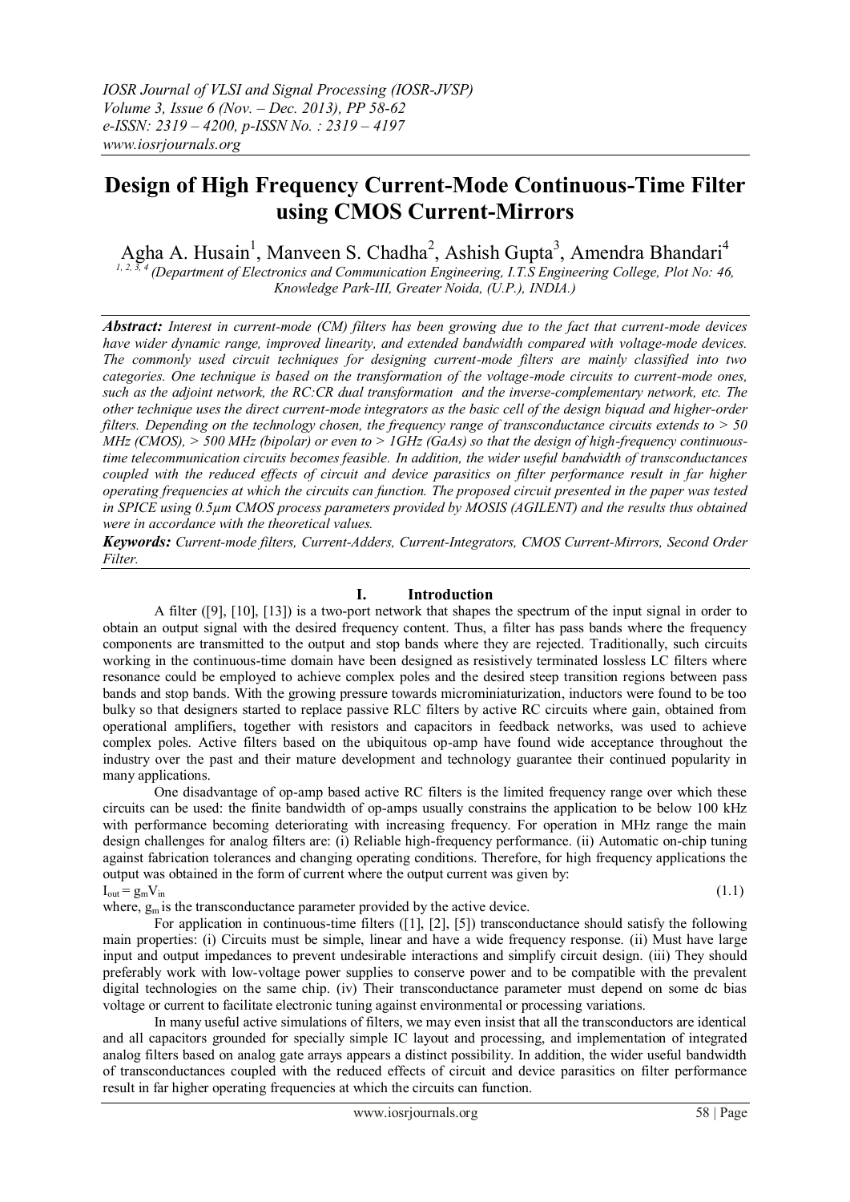# Design of High Frequency Current-Mode Continuous-Time Filter using CMOS Current-Mirrors

Agha A. Husain[1], Manveen S. Chadha[2], Ashish Gupta[3], Amendra Bhandari[4]

[1, 2, 3, 4] *(Department of Electronics and Communication Engineering, I.T.S Engineering College, Plot No: 46, Knowledge Park-III, Greater Noida, (U.P.), INDIA.)*

***Abstract:*** *Interest in current-mode (CM) filters has been growing due to the fact that current-mode devices have wider dynamic range, improved linearity, and extended bandwidth compared with voltage-mode devices. The commonly used circuit techniques for designing current-mode filters are mainly classified into two categories. One technique is based on the transformation of the voltage-mode circuits to current-mode ones, such as the adjoint network, the RC:CR dual transformation and the inverse-complementary network, etc. The other technique uses the direct current-mode integrators as the basic cell of the design biquad and higher-order filters. Depending on the technology chosen, the frequency range of transconductance circuits extends to > 50 MHz (CMOS), > 500 MHz (bipolar) or even to > 1GHz (GaAs) so that the design of high-frequency continuous-time telecommunication circuits becomes feasible. In addition, the wider useful bandwidth of transconductances coupled with the reduced effects of circuit and device parasitics on filter performance result in far higher operating frequencies at which the circuits can function. The proposed circuit presented in the paper was tested in SPICE using 0.5µm CMOS process parameters provided by MOSIS (AGILENT) and the results thus obtained were in accordance with the theoretical values.*

***Keywords:*** *Current-mode filters, Current-Adders, Current-Integrators, CMOS Current-Mirrors, Second Order Filter.*

## I. Introduction

A filter ([9], [10], [13]) is a two-port network that shapes the spectrum of the input signal in order to obtain an output signal with the desired frequency content. Thus, a filter has pass bands where the frequency components are transmitted to the output and stop bands where they are rejected. Traditionally, such circuits working in the continuous-time domain have been designed as resistively terminated lossless LC filters where resonance could be employed to achieve complex poles and the desired steep transition regions between pass bands and stop bands. With the growing pressure towards microminiaturization, inductors were found to be too bulky so that designers started to replace passive RLC filters by active RC circuits where gain, obtained from operational amplifiers, together with resistors and capacitors in feedback networks, was used to achieve complex poles. Active filters based on the ubiquitous op-amp have found wide acceptance throughout the industry over the past and their mature development and technology guarantee their continued popularity in many applications.

One disadvantage of op-amp based active RC filters is the limited frequency range over which these circuits can be used: the finite bandwidth of op-amps usually constrains the application to be below 100 kHz with performance becoming deteriorating with increasing frequency. For operation in MHz range the main design challenges for analog filters are: (i) Reliable high-frequency performance. (ii) Automatic on-chip tuning against fabrication tolerances and changing operating conditions. Therefore, for high frequency applications the output was obtained in the form of current where the output current was given by:

$$I_{out} = g_m V_{in} \tag{1.1}$$

where, $g_m$ is the transconductance parameter provided by the active device.

For application in continuous-time filters ([1], [2], [5]) transconductance should satisfy the following main properties: (i) Circuits must be simple, linear and have a wide frequency response. (ii) Must have large input and output impedances to prevent undesirable interactions and simplify circuit design. (iii) They should preferably work with low-voltage power supplies to conserve power and to be compatible with the prevalent digital technologies on the same chip. (iv) Their transconductance parameter must depend on some dc bias voltage or current to facilitate electronic tuning against environmental or processing variations.

In many useful active simulations of filters, we may even insist that all the transconductors are identical and all capacitors grounded for specially simple IC layout and processing, and implementation of integrated analog filters based on analog gate arrays appears a distinct possibility. In addition, the wider useful bandwidth of transconductances coupled with the reduced effects of circuit and device parasitics on filter performance result in far higher operating frequencies at which the circuits can function.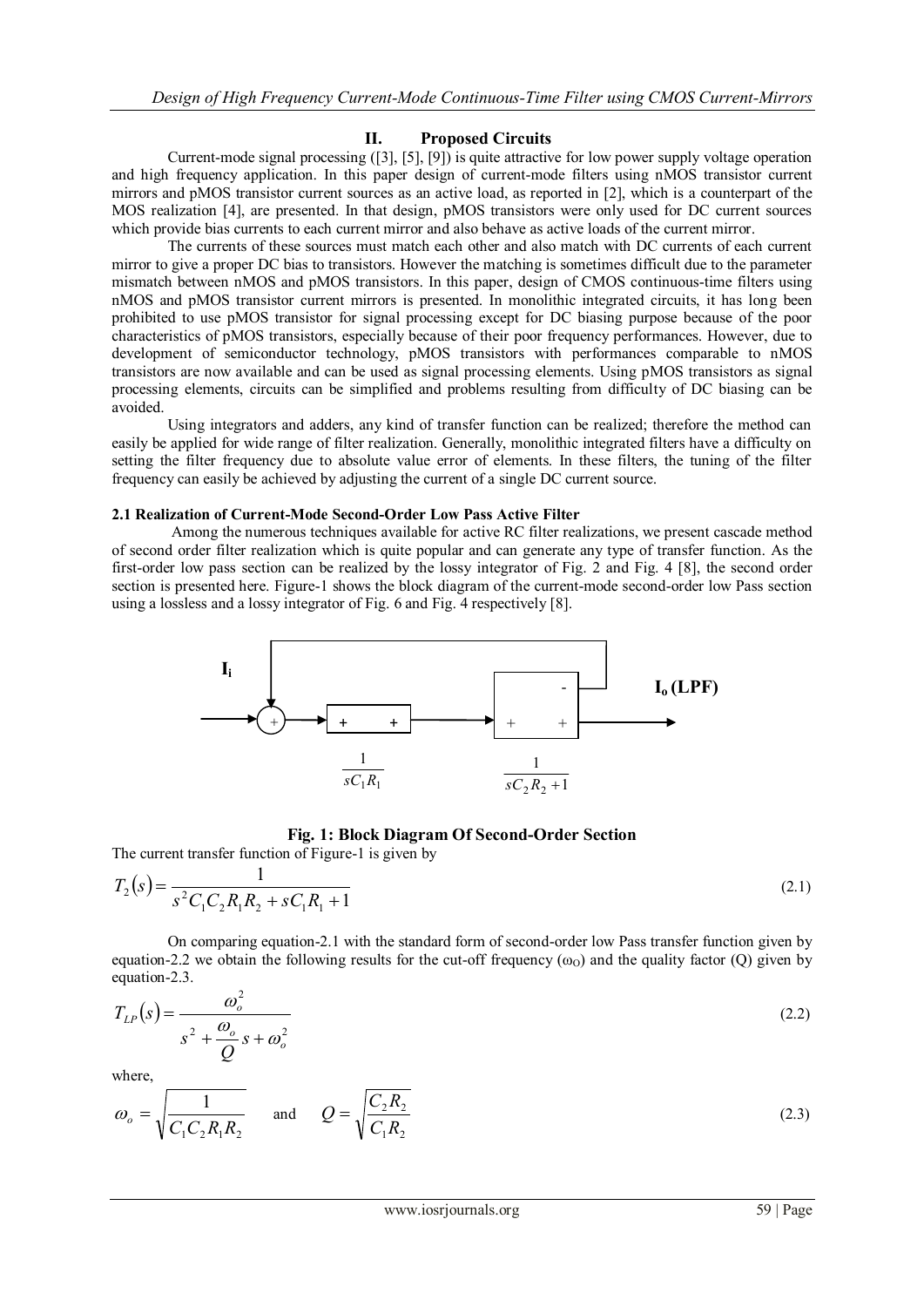## II. Proposed Circuits

Current-mode signal processing ([3], [5], [9]) is quite attractive for low power supply voltage operation and high frequency application. In this paper design of current-mode filters using nMOS transistor current mirrors and pMOS transistor current sources as an active load, as reported in [2], which is a counterpart of the MOS realization [4], are presented. In that design, pMOS transistors were only used for DC current sources which provide bias currents to each current mirror and also behave as active loads of the current mirror.

The currents of these sources must match each other and also match with DC currents of each current mirror to give a proper DC bias to transistors. However the matching is sometimes difficult due to the parameter mismatch between nMOS and pMOS transistors. In this paper, design of CMOS continuous-time filters using nMOS and pMOS transistor current mirrors is presented. In monolithic integrated circuits, it has long been prohibited to use pMOS transistor for signal processing except for DC biasing purpose because of the poor characteristics of pMOS transistors, especially because of their poor frequency performances. However, due to development of semiconductor technology, pMOS transistors with performances comparable to nMOS transistors are now available and can be used as signal processing elements. Using pMOS transistors as signal processing elements, circuits can be simplified and problems resulting from difficulty of DC biasing can be avoided.

Using integrators and adders, any kind of transfer function can be realized; therefore the method can easily be applied for wide range of filter realization. Generally, monolithic integrated filters have a difficulty on setting the filter frequency due to absolute value error of elements. In these filters, the tuning of the filter frequency can easily be achieved by adjusting the current of a single DC current source.

### 2.1 Realization of Current-Mode Second-Order Low Pass Active Filter

Among the numerous techniques available for active RC filter realizations, we present cascade method of second order filter realization which is quite popular and can generate any type of transfer function. As the first-order low pass section can be realized by the lossy integrator of Fig. 2 and Fig. 4 [8], the second order section is presented here. Figure-1 shows the block diagram of the current-mode second-order low Pass section using a lossless and a lossy integrator of Fig. 6 and Fig. 4 respectively [8].

**Fig. 1: Block Diagram Of Second-Order Section**

The current transfer function of Figure-1 is given by

$$T_2(s) = \frac{1}{s^2 C_1 C_2 R_1 R_2 + s C_1 R_1 + 1} \tag{2.1}$$

On comparing equation-2.1 with the standard form of second-order low Pass transfer function given by equation-2.2 we obtain the following results for the cut-off frequency ($\omega_O$) and the quality factor (Q) given by equation-2.3.

$$T_{LP}(s) = \frac{\omega_o^2}{s^2 + \frac{\omega_o}{Q}s + \omega_o^2} \tag{2.2}$$

where,

$$\omega_o = \sqrt{\frac{1}{C_1 C_2 R_1 R_2}} \quad \text{and} \quad Q = \sqrt{\frac{C_2 R_2}{C_1 R_2}} \tag{2.3}$$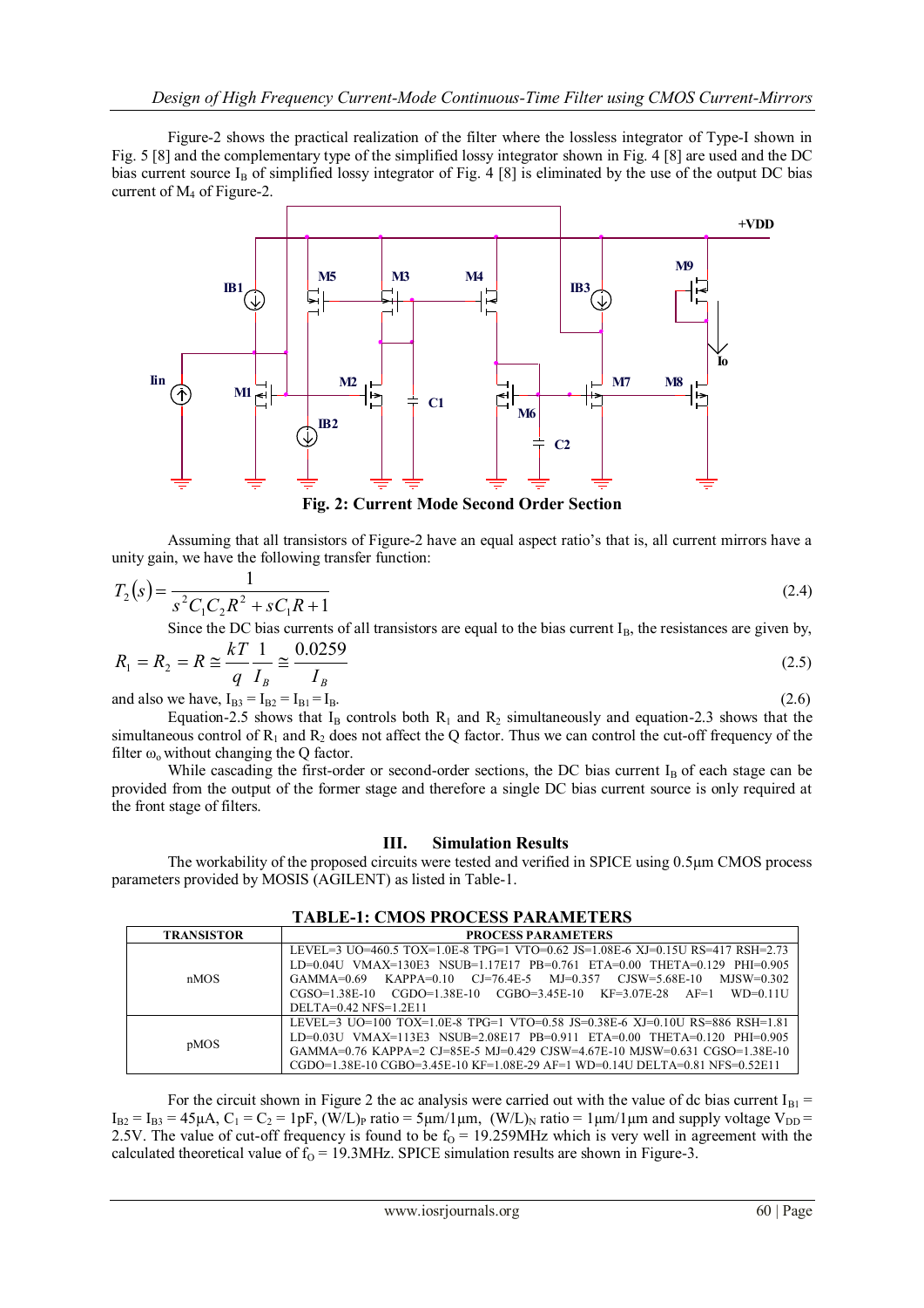Figure-2 shows the practical realization of the filter where the lossless integrator of Type-I shown in Fig. 5 [8] and the complementary type of the simplified lossy integrator shown in Fig. 4 [8] are used and the DC bias current source $I_B$ of simplified lossy integrator of Fig. 4 [8] is eliminated by the use of the output DC bias current of $M_4$ of Figure-2.

**Fig. 2: Current Mode Second Order Section**

Assuming that all transistors of Figure-2 have an equal aspect ratio's that is, all current mirrors have a unity gain, we have the following transfer function:

$$T_2(s) = \frac{1}{s^2 C_1 C_2 R^2 + s C_1 R + 1} \tag{2.4}$$

Since the DC bias currents of all transistors are equal to the bias current $I_B$, the resistances are given by,

$$R_1 = R_2 = R \cong \frac{kT}{q}\frac{1}{I_B} \cong \frac{0.0259}{I_B} \tag{2.5}$$

and also we have, $I_{B3} = I_{B2} = I_{B1} = I_B$. (2.6)

Equation-2.5 shows that $I_B$ controls both $R_1$ and $R_2$ simultaneously and equation-2.3 shows that the simultaneous control of $R_1$ and $R_2$ does not affect the Q factor. Thus we can control the cut-off frequency of the filter $\omega_o$ without changing the Q factor.

While cascading the first-order or second-order sections, the DC bias current $I_B$ of each stage can be provided from the output of the former stage and therefore a single DC bias current source is only required at the front stage of filters.

## III. Simulation Results

The workability of the proposed circuits were tested and verified in SPICE using 0.5µm CMOS process parameters provided by MOSIS (AGILENT) as listed in Table-1.

**TABLE-1: CMOS PROCESS PARAMETERS**

| TRANSISTOR | PROCESS PARAMETERS |
|---|---|
| nMOS | LEVEL=3 UO=460.5 TOX=1.0E-8 TPG=1 VTO=0.62 JS=1.08E-6 XJ=0.15U RS=417 RSH=2.73 LD=0.04U VMAX=130E3 NSUB=1.17E17 PB=0.761 ETA=0.00 THETA=0.129 PHI=0.905 GAMMA=0.69 KAPPA=0.10 CJ=76.4E-5 MJ=0.357 CJSW=5.68E-10 MJSW=0.302 CGSO=1.38E-10 CGDO=1.38E-10 CGBO=3.45E-10 KF=3.07E-28 AF=1 WD=0.11U DELTA=0.42 NFS=1.2E11 |
| pMOS | LEVEL=3 UO=100 TOX=1.0E-8 TPG=1 VTO=0.58 JS=0.38E-6 XJ=0.10U RS=886 RSH=1.81 LD=0.03U VMAX=113E3 NSUB=2.08E17 PB=0.911 ETA=0.00 THETA=0.120 PHI=0.905 GAMMA=0.76 KAPPA=2 CJ=85E-5 MJ=0.429 CJSW=4.67E-10 MJSW=0.631 CGSO=1.38E-10 CGDO=1.38E-10 CGBO=3.45E-10 KF=1.08E-29 AF=1 WD=0.14U DELTA=0.81 NFS=0.52E11 |

For the circuit shown in Figure 2 the ac analysis were carried out with the value of dc bias current $I_{B1} = I_{B2} = I_{B3} = 45\mu A$, $C_1 = C_2 = 1pF$, $(W/L)_P$ ratio = 5µm/1µm, $(W/L)_N$ ratio = 1µm/1µm and supply voltage $V_{DD} = 2.5V$. The value of cut-off frequency is found to be $f_0 = 19.259MHz$ which is very well in agreement with the calculated theoretical value of $f_O = 19.3MHz$. SPICE simulation results are shown in Figure-3.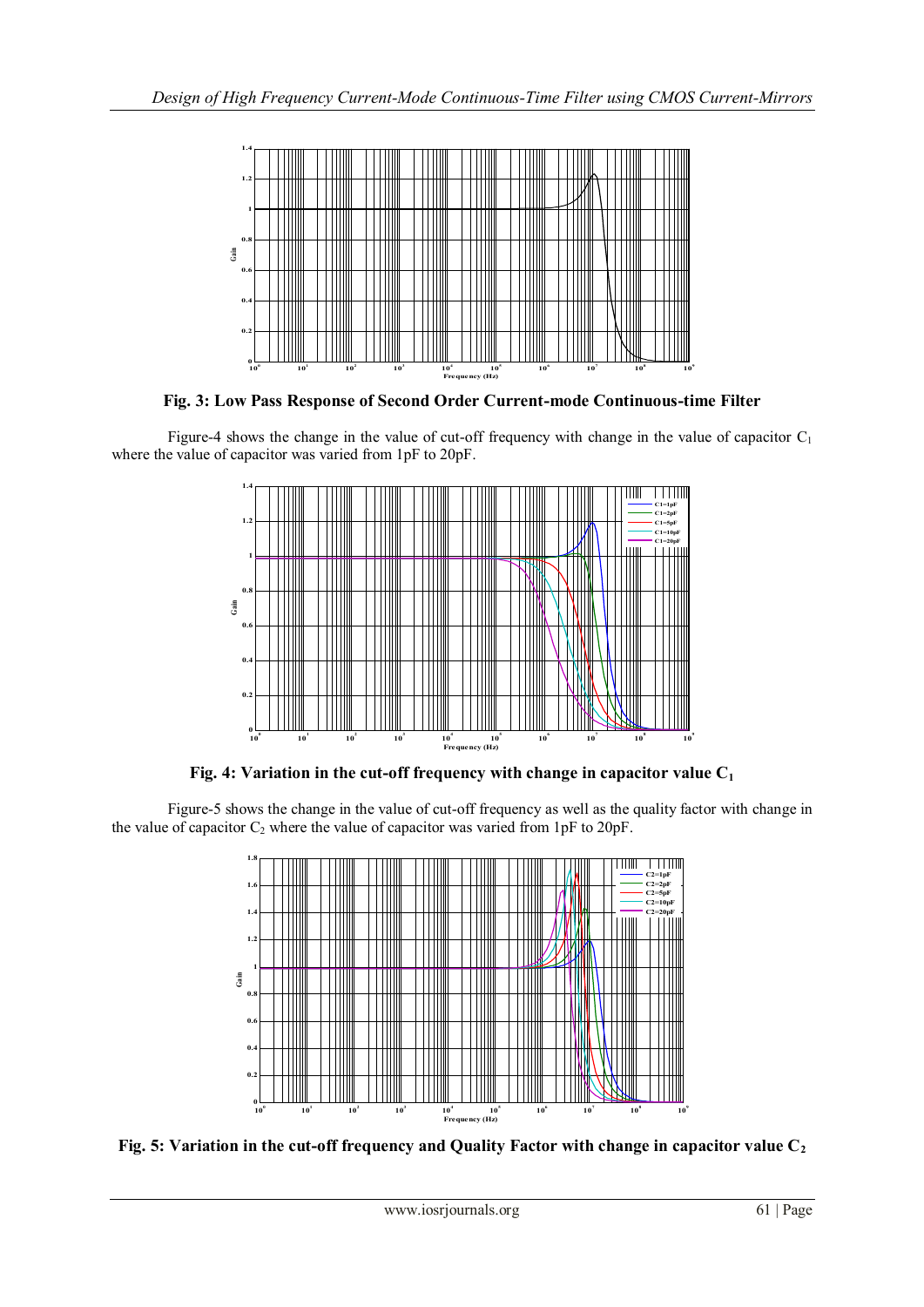**Fig. 3: Low Pass Response of Second Order Current-mode Continuous-time Filter**

Figure-4 shows the change in the value of cut-off frequency with change in the value of capacitor $C_1$ where the value of capacitor was varied from 1pF to 20pF.

**Fig. 4: Variation in the cut-off frequency with change in capacitor value $C_1$**

Figure-5 shows the change in the value of cut-off frequency as well as the quality factor with change in the value of capacitor $C_2$ where the value of capacitor was varied from 1pF to 20pF.

**Fig. 5: Variation in the cut-off frequency and Quality Factor with change in capacitor value $C_2$**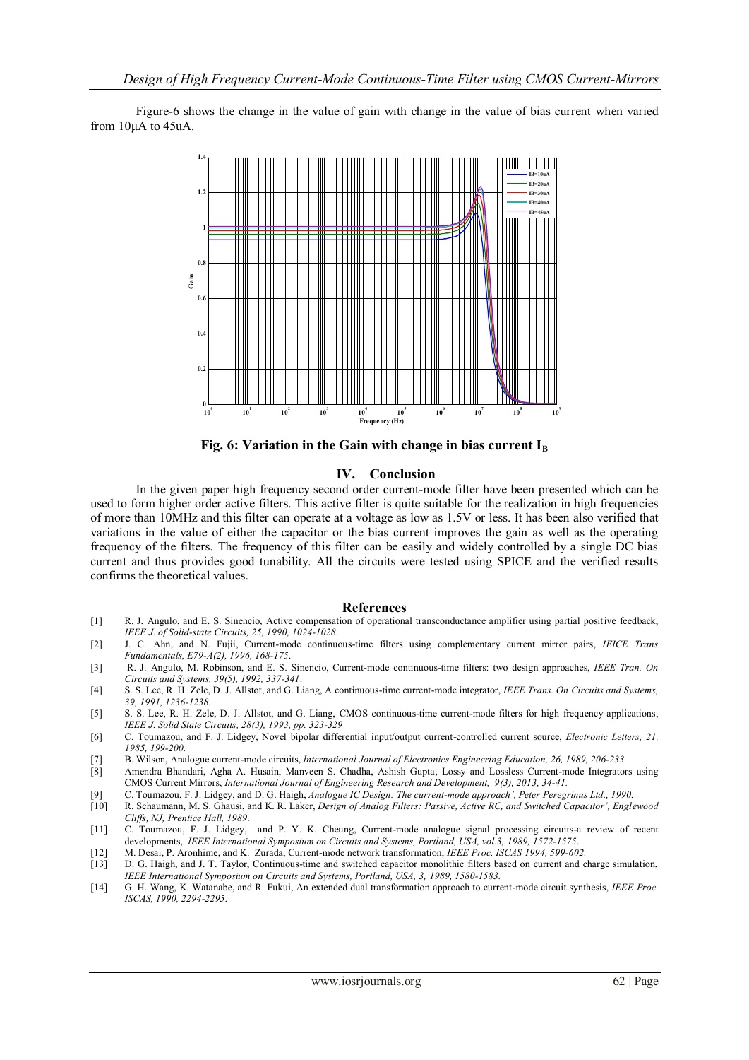Figure-6 shows the change in the value of gain with change in the value of bias current when varied from 10µA to 45uA.

1.4
1.2
1
0.8
0.6
0.4
0.2
0
Gain
$10^0$ $10^1$ $10^2$ $10^3$ $10^4$ $10^5$ $10^6$ $10^7$ $10^8$ $10^9$
Frequency (Hz)
IB=10uA
IB=20uA
IB=30uA
IB=40uA
IB=45uA

**Fig. 6: Variation in the Gain with change in bias current $I_B$**

## IV. Conclusion

In the given paper high frequency second order current-mode filter have been presented which can be used to form higher order active filters. This active filter is quite suitable for the realization in high frequencies of more than 10MHz and this filter can operate at a voltage as low as 1.5V or less. It has been also verified that variations in the value of either the capacitor or the bias current improves the gain as well as the operating frequency of the filters. The frequency of this filter can be easily and widely controlled by a single DC bias current and thus provides good tunability. All the circuits were tested using SPICE and the verified results confirms the theoretical values.

## References

[1] R. J. Angulo, and E. S. Sinencio, Active compensation of operational transconductance amplifier using partial positive feedback, *IEEE J. of Solid-state Circuits, 25, 1990, 1024-1028.*

[2] J. C. Ahn, and N. Fujii, Current-mode continuous-time filters using complementary current mirror pairs, *IEICE Trans Fundamentals, E79-A(2), 1996, 168-175*.

[3] R. J. Angulo, M. Robinson, and E. S. Sinencio, Current-mode continuous-time filters: two design approaches, *IEEE Tran. On Circuits and Systems, 39(5), 1992, 337-341*.

[4] S. S. Lee, R. H. Zele, D. J. Allstot, and G. Liang, A continuous-time current-mode integrator, *IEEE Trans. On Circuits and Systems, 39, 1991, 1236-1238.*

[5] S. S. Lee, R. H. Zele, D. J. Allstot, and G. Liang, CMOS continuous-time current-mode filters for high frequency applications, *IEEE J. Solid State Circuits, 28(3), 1993, pp. 323-329*

[6] C. Toumazou, and F. J. Lidgey, Novel bipolar differential input/output current-controlled current source, *Electronic Letters, 21, 1985, 199-200.*

[7] B. Wilson, Analogue current-mode circuits, *International Journal of Electronics Engineering Education, 26, 1989, 206-233*

[8] Amendra Bhandari, Agha A. Husain, Manveen S. Chadha, Ashish Gupta, Lossy and Lossless Current-mode Integrators using CMOS Current Mirrors, *International Journal of Engineering Research and Development, 9(3), 2013, 34-41.*

[9] C. Toumazou, F. J. Lidgey, and D. G. Haigh, *Analogue IC Design: The current-mode approach', Peter Peregrinus Ltd., 1990.*

[10] R. Schaumann, M. S. Ghausi, and K. R. Laker, *Design of Analog Filters: Passive, Active RC, and Switched Capacitor', Englewood Cliffs, NJ, Prentice Hall, 1989.*

[11] C. Toumazou, F. J. Lidgey, and P. Y. K. Cheung, Current-mode analogue signal processing circuits-a review of recent developments, *IEEE International Symposium on Circuits and Systems, Portland, USA, vol.3, 1989, 1572-1575*.

[12] M. Desai, P. Aronhime, and K. Zurada, Current-mode network transformation, *IEEE Proc. ISCAS 1994, 599-602.*

[13] D. G. Haigh, and J. T. Taylor, Continuous-time and switched capacitor monolithic filters based on current and charge simulation, *IEEE International Symposium on Circuits and Systems, Portland, USA, 3, 1989, 1580-1583.*

[14] G. H. Wang, K. Watanabe, and R. Fukui, An extended dual transformation approach to current-mode circuit synthesis, *IEEE Proc. ISCAS, 1990, 2294-2295*.